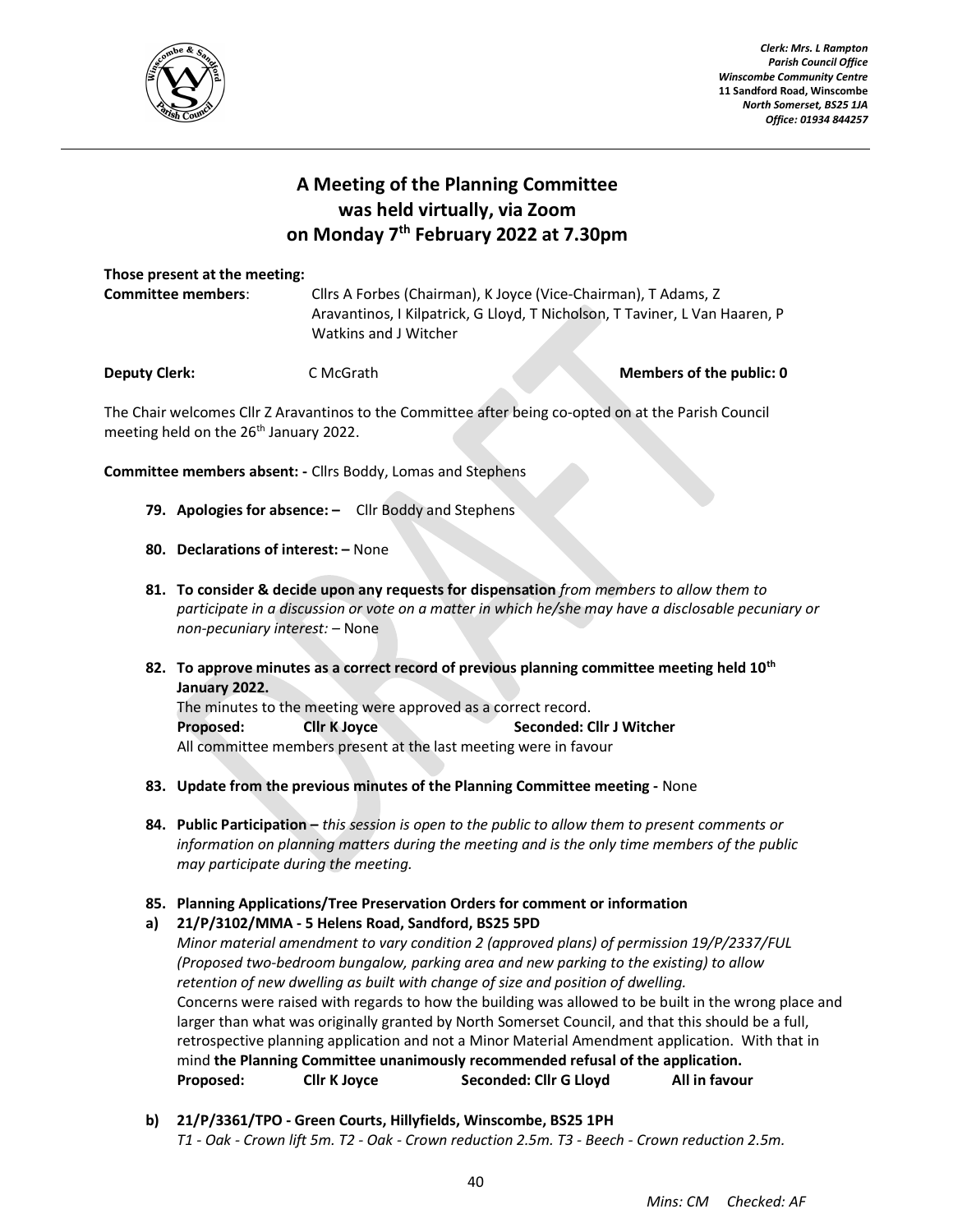*Clerk: Mrs. L Rampton*
*Parish Council Office*
*Winscombe Community Centre*
***11 Sandford Road, Winscombe***
*North Somerset, BS25 1JA*
*Office: 01934 844257*

# A Meeting of the Planning Committee was held virtually, via Zoom on Monday 7th February 2022 at 7.30pm

**Those present at the meeting:**

**Committee members**: Cllrs A Forbes (Chairman), K Joyce (Vice-Chairman), T Adams, Z Aravantinos, I Kilpatrick, G Lloyd, T Nicholson, T Taviner, L Van Haaren, P Watkins and J Witcher

**Deputy Clerk:** C McGrath **Members of the public: 0**

The Chair welcomes Cllr Z Aravantinos to the Committee after being co-opted on at the Parish Council meeting held on the 26th January 2022.

**Committee members absent: -** Cllrs Boddy, Lomas and Stephens

**79. Apologies for absence: –** Cllr Boddy and Stephens

**80. Declarations of interest: –** None

**81. To consider & decide upon any requests for dispensation** *from members to allow them to participate in a discussion or vote on a matter in which he/she may have a disclosable pecuniary or non-pecuniary interest:* – None

**82. To approve minutes as a correct record of previous planning committee meeting held 10th January 2022.**

The minutes to the meeting were approved as a correct record.

**Proposed: Cllr K Joyce Seconded: Cllr J Witcher**

All committee members present at the last meeting were in favour

**83. Update from the previous minutes of the Planning Committee meeting -** None

**84. Public Participation –** *this session is open to the public to allow them to present comments or information on planning matters during the meeting and is the only time members of the public may participate during the meeting.*

**85. Planning Applications/Tree Preservation Orders for comment or information**

**a) 21/P/3102/MMA - 5 Helens Road, Sandford, BS25 5PD**

*Minor material amendment to vary condition 2 (approved plans) of permission 19/P/2337/FUL (Proposed two-bedroom bungalow, parking area and new parking to the existing) to allow retention of new dwelling as built with change of size and position of dwelling.*

Concerns were raised with regards to how the building was allowed to be built in the wrong place and larger than what was originally granted by North Somerset Council, and that this should be a full, retrospective planning application and not a Minor Material Amendment application. With that in mind **the Planning Committee unanimously recommended refusal of the application.**

**Proposed: Cllr K Joyce Seconded: Cllr G Lloyd All in favour**

**b) 21/P/3361/TPO - Green Courts, Hillyfields, Winscombe, BS25 1PH**

*T1 - Oak - Crown lift 5m. T2 - Oak - Crown reduction 2.5m. T3 - Beech - Crown reduction 2.5m.*

*Mins: CM Checked: AF*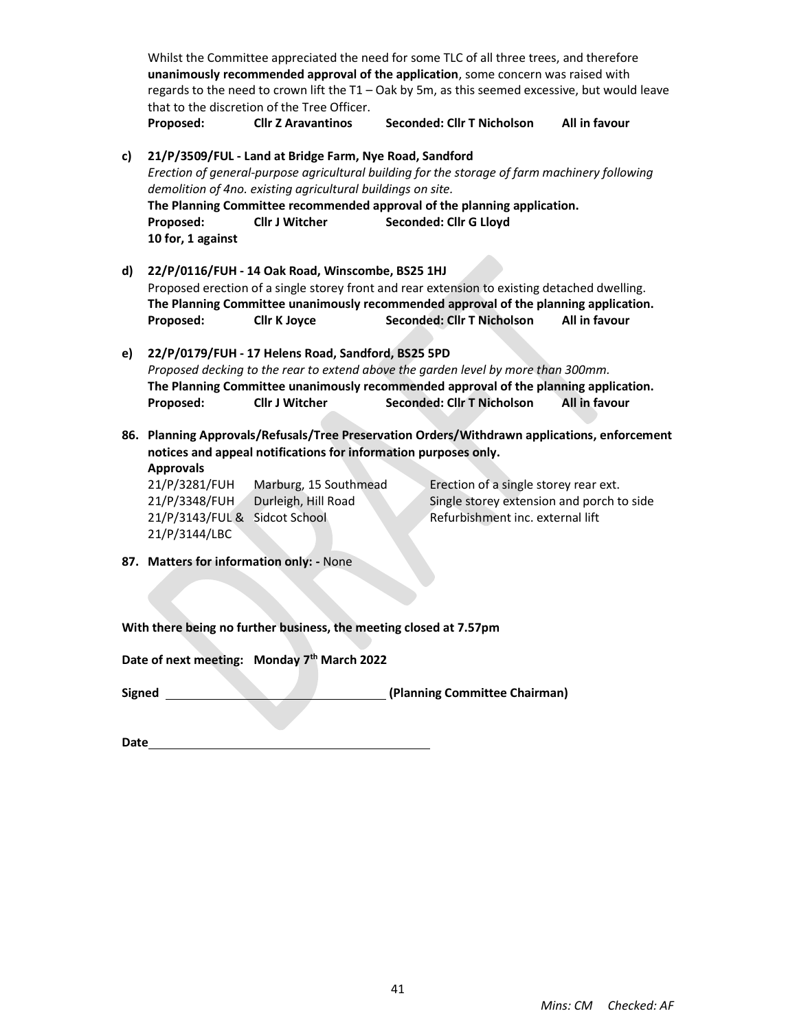Whilst the Committee appreciated the need for some TLC of all three trees, and therefore **unanimously recommended approval of the application**, some concern was raised with regards to the need to crown lift the T1 – Oak by 5m, as this seemed excessive, but would leave that to the discretion of the Tree Officer.

**Proposed: Cllr Z Aravantinos Seconded: Cllr T Nicholson All in favour**

**c) 21/P/3509/FUL - Land at Bridge Farm, Nye Road, Sandford**

*Erection of general-purpose agricultural building for the storage of farm machinery following demolition of 4no. existing agricultural buildings on site.*

**The Planning Committee recommended approval of the planning application.**

**Proposed: Cllr J Witcher Seconded: Cllr G Lloyd**

**10 for, 1 against**

**d) 22/P/0116/FUH - 14 Oak Road, Winscombe, BS25 1HJ**

Proposed erection of a single storey front and rear extension to existing detached dwelling.

**The Planning Committee unanimously recommended approval of the planning application.**

**Proposed: Cllr K Joyce Seconded: Cllr T Nicholson All in favour**

**e) 22/P/0179/FUH - 17 Helens Road, Sandford, BS25 5PD**

*Proposed decking to the rear to extend above the garden level by more than 300mm.*

**The Planning Committee unanimously recommended approval of the planning application.**

**Proposed: Cllr J Witcher Seconded: Cllr T Nicholson All in favour**

**86. Planning Approvals/Refusals/Tree Preservation Orders/Withdrawn applications, enforcement notices and appeal notifications for information purposes only.**

**Approvals**

| | | |
|---|---|---|
| 21/P/3281/FUH | Marburg, 15 Southmead | Erection of a single storey rear ext. |
| 21/P/3348/FUH | Durleigh, Hill Road | Single storey extension and porch to side |
| 21/P/3143/FUL & 21/P/3144/LBC | Sidcot School | Refurbishment inc. external lift |

**87. Matters for information only: -** None

**With there being no further business, the meeting closed at 7.57pm**

**Date of next meeting: Monday 7th March 2022**

**Signed** \_\_\_\_\_\_\_\_\_\_\_\_\_\_\_\_\_\_\_\_ **(Planning Committee Chairman)**

**Date** \_\_\_\_\_\_\_\_\_\_\_\_\_\_\_\_\_\_\_\_

*Mins: CM Checked: AF*